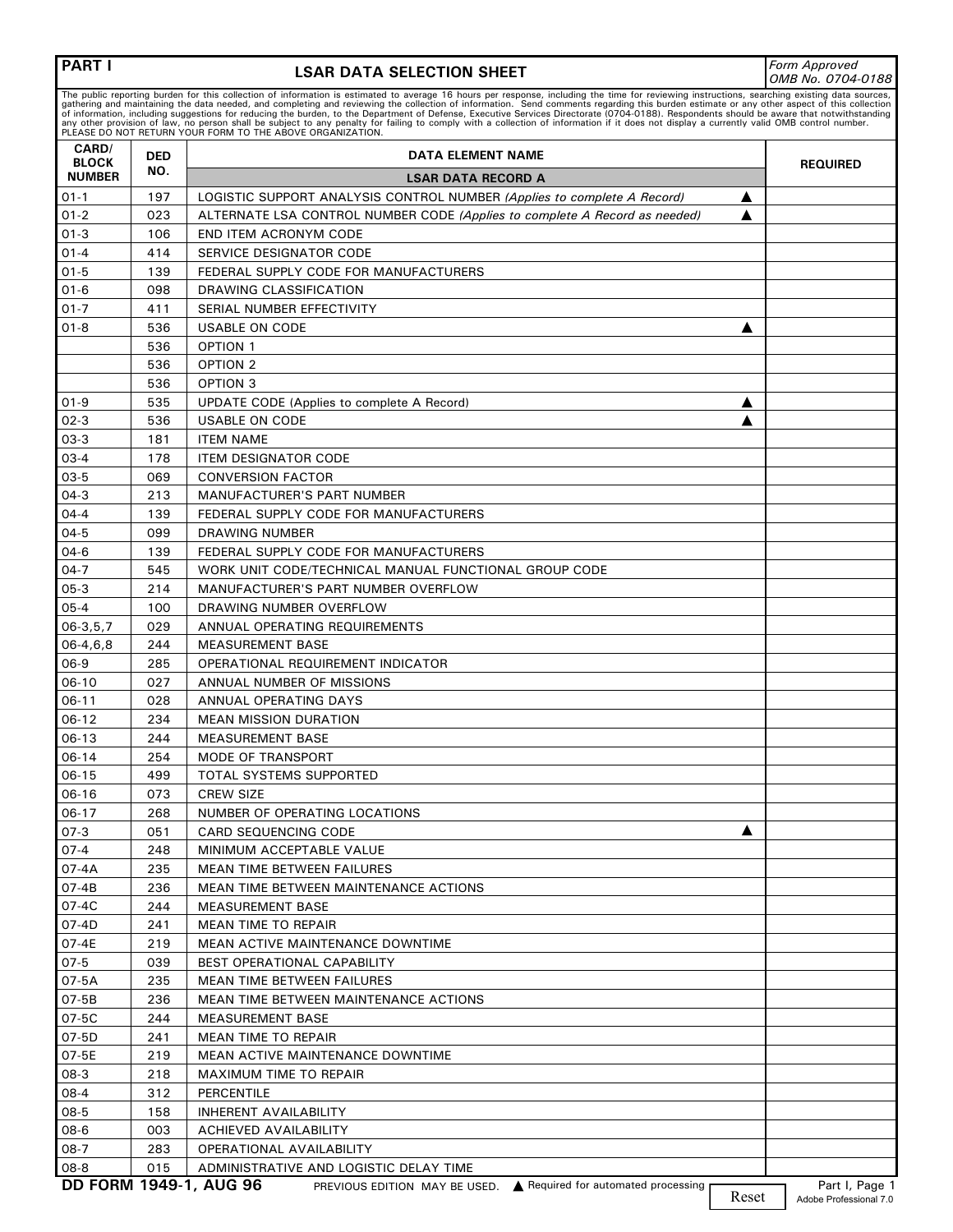| **PART I** | **LSAR DATA SELECTION SHEET** | *Form Approved OMB No. 0704-0188* |
|---|---|---|

The public reporting burden for this collection of information is estimated to average 16 hours per response, including the time for reviewing instructions, searching existing data sources, gathering and maintaining the data needed, and completing and reviewing the collection of information. Send comments regarding this burden estimate or any other aspect of this collection of information, including suggestions for reducing the burden, to the Department of Defense, Executive Services Directorate (0704-0188). Respondents should be aware that notwithstanding any other provision of law, no person shall be subject to any penalty for failing to comply with a collection of information if it does not display a currently valid OMB control number. PLEASE DO NOT RETURN YOUR FORM TO THE ABOVE ORGANIZATION.

| CARD/ BLOCK NUMBER | DED NO. | DATA ELEMENT NAME | REQUIRED |
|---|---|---|---|
| | | **LSAR DATA RECORD A** | |
| 01-1 | 197 | LOGISTIC SUPPORT ANALYSIS CONTROL NUMBER *(Applies to complete A Record)* ▲ | |
| 01-2 | 023 | ALTERNATE LSA CONTROL NUMBER CODE *(Applies to complete A Record as needed)* ▲ | |
| 01-3 | 106 | END ITEM ACRONYM CODE | |
| 01-4 | 414 | SERVICE DESIGNATOR CODE | |
| 01-5 | 139 | FEDERAL SUPPLY CODE FOR MANUFACTURERS | |
| 01-6 | 098 | DRAWING CLASSIFICATION | |
| 01-7 | 411 | SERIAL NUMBER EFFECTIVITY | |
| 01-8 | 536 | USABLE ON CODE ▲ | |
| | 536 | OPTION 1 | |
| | 536 | OPTION 2 | |
| | 536 | OPTION 3 | |
| 01-9 | 535 | UPDATE CODE (Applies to complete A Record) ▲ | |
| 02-3 | 536 | USABLE ON CODE ▲ | |
| 03-3 | 181 | ITEM NAME | |
| 03-4 | 178 | ITEM DESIGNATOR CODE | |
| 03-5 | 069 | CONVERSION FACTOR | |
| 04-3 | 213 | MANUFACTURER'S PART NUMBER | |
| 04-4 | 139 | FEDERAL SUPPLY CODE FOR MANUFACTURERS | |
| 04-5 | 099 | DRAWING NUMBER | |
| 04-6 | 139 | FEDERAL SUPPLY CODE FOR MANUFACTURERS | |
| 04-7 | 545 | WORK UNIT CODE/TECHNICAL MANUAL FUNCTIONAL GROUP CODE | |
| 05-3 | 214 | MANUFACTURER'S PART NUMBER OVERFLOW | |
| 05-4 | 100 | DRAWING NUMBER OVERFLOW | |
| 06-3,5,7 | 029 | ANNUAL OPERATING REQUIREMENTS | |
| 06-4,6,8 | 244 | MEASUREMENT BASE | |
| 06-9 | 285 | OPERATIONAL REQUIREMENT INDICATOR | |
| 06-10 | 027 | ANNUAL NUMBER OF MISSIONS | |
| 06-11 | 028 | ANNUAL OPERATING DAYS | |
| 06-12 | 234 | MEAN MISSION DURATION | |
| 06-13 | 244 | MEASUREMENT BASE | |
| 06-14 | 254 | MODE OF TRANSPORT | |
| 06-15 | 499 | TOTAL SYSTEMS SUPPORTED | |
| 06-16 | 073 | CREW SIZE | |
| 06-17 | 268 | NUMBER OF OPERATING LOCATIONS | |
| 07-3 | 051 | CARD SEQUENCING CODE ▲ | |
| 07-4 | 248 | MINIMUM ACCEPTABLE VALUE | |
| 07-4A | 235 | MEAN TIME BETWEEN FAILURES | |
| 07-4B | 236 | MEAN TIME BETWEEN MAINTENANCE ACTIONS | |
| 07-4C | 244 | MEASUREMENT BASE | |
| 07-4D | 241 | MEAN TIME TO REPAIR | |
| 07-4E | 219 | MEAN ACTIVE MAINTENANCE DOWNTIME | |
| 07-5 | 039 | BEST OPERATIONAL CAPABILITY | |
| 07-5A | 235 | MEAN TIME BETWEEN FAILURES | |
| 07-5B | 236 | MEAN TIME BETWEEN MAINTENANCE ACTIONS | |
| 07-5C | 244 | MEASUREMENT BASE | |
| 07-5D | 241 | MEAN TIME TO REPAIR | |
| 07-5E | 219 | MEAN ACTIVE MAINTENANCE DOWNTIME | |
| 08-3 | 218 | MAXIMUM TIME TO REPAIR | |
| 08-4 | 312 | PERCENTILE | |
| 08-5 | 158 | INHERENT AVAILABILITY | |
| 08-6 | 003 | ACHIEVED AVAILABILITY | |
| 08-7 | 283 | OPERATIONAL AVAILABILITY | |
| 08-8 | 015 | ADMINISTRATIVE AND LOGISTIC DELAY TIME | |

**DD FORM 1949-1, AUG 96** PREVIOUS EDITION MAY BE USED. ▲ Required for automated processing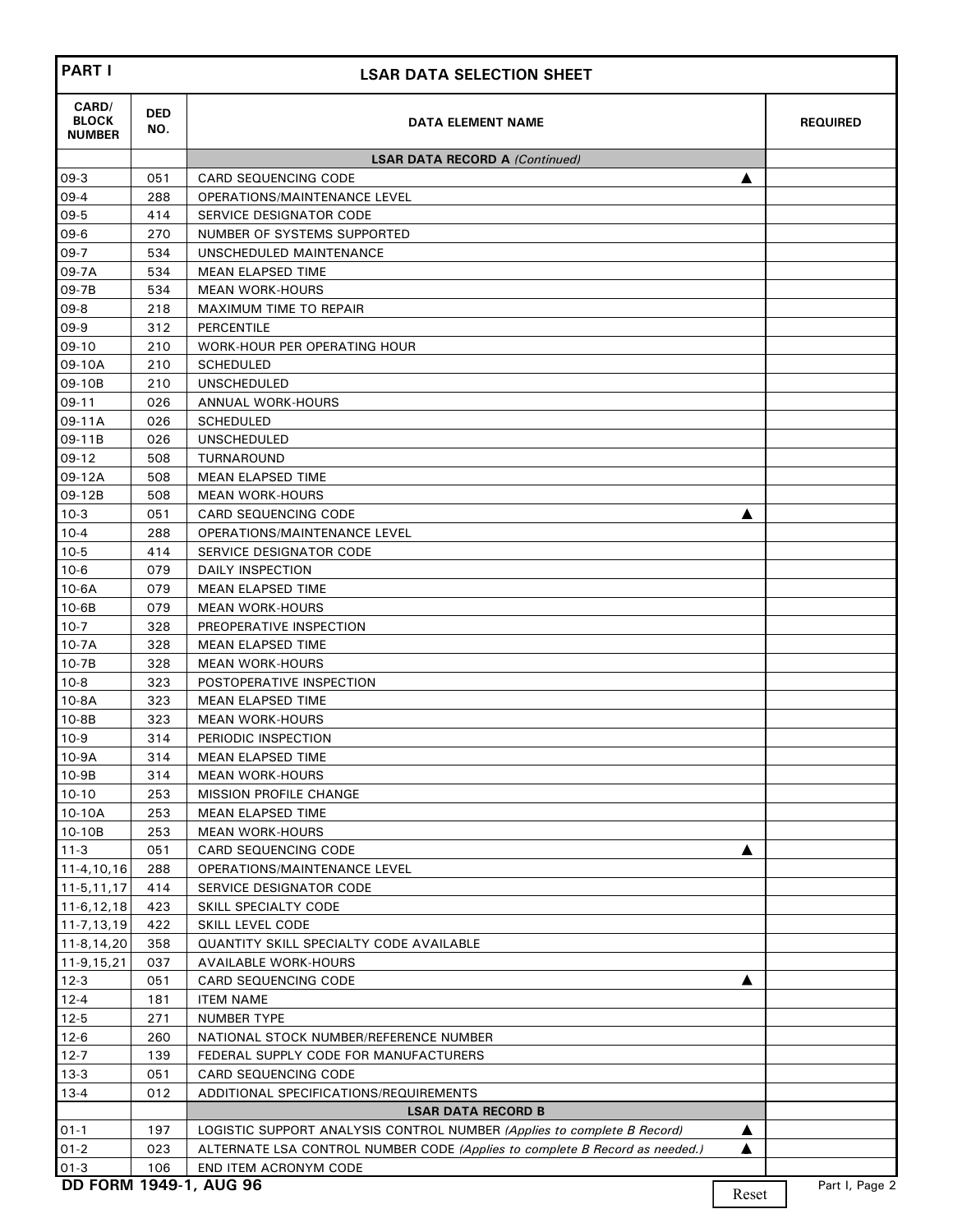| PART I | | LSAR DATA SELECTION SHEET | |
|---|---|---|---|
| CARD/ BLOCK NUMBER | DED NO. | DATA ELEMENT NAME | REQUIRED |
| | | **LSAR DATA RECORD A** *(Continued)* | |
| 09-3 | 051 | CARD SEQUENCING CODE ▲ | |
| 09-4 | 288 | OPERATIONS/MAINTENANCE LEVEL | |
| 09-5 | 414 | SERVICE DESIGNATOR CODE | |
| 09-6 | 270 | NUMBER OF SYSTEMS SUPPORTED | |
| 09-7 | 534 | UNSCHEDULED MAINTENANCE | |
| 09-7A | 534 | MEAN ELAPSED TIME | |
| 09-7B | 534 | MEAN WORK-HOURS | |
| 09-8 | 218 | MAXIMUM TIME TO REPAIR | |
| 09-9 | 312 | PERCENTILE | |
| 09-10 | 210 | WORK-HOUR PER OPERATING HOUR | |
| 09-10A | 210 | SCHEDULED | |
| 09-10B | 210 | UNSCHEDULED | |
| 09-11 | 026 | ANNUAL WORK-HOURS | |
| 09-11A | 026 | SCHEDULED | |
| 09-11B | 026 | UNSCHEDULED | |
| 09-12 | 508 | TURNAROUND | |
| 09-12A | 508 | MEAN ELAPSED TIME | |
| 09-12B | 508 | MEAN WORK-HOURS | |
| 10-3 | 051 | CARD SEQUENCING CODE ▲ | |
| 10-4 | 288 | OPERATIONS/MAINTENANCE LEVEL | |
| 10-5 | 414 | SERVICE DESIGNATOR CODE | |
| 10-6 | 079 | DAILY INSPECTION | |
| 10-6A | 079 | MEAN ELAPSED TIME | |
| 10-6B | 079 | MEAN WORK-HOURS | |
| 10-7 | 328 | PREOPERATIVE INSPECTION | |
| 10-7A | 328 | MEAN ELAPSED TIME | |
| 10-7B | 328 | MEAN WORK-HOURS | |
| 10-8 | 323 | POSTOPERATIVE INSPECTION | |
| 10-8A | 323 | MEAN ELAPSED TIME | |
| 10-8B | 323 | MEAN WORK-HOURS | |
| 10-9 | 314 | PERIODIC INSPECTION | |
| 10-9A | 314 | MEAN ELAPSED TIME | |
| 10-9B | 314 | MEAN WORK-HOURS | |
| 10-10 | 253 | MISSION PROFILE CHANGE | |
| 10-10A | 253 | MEAN ELAPSED TIME | |
| 10-10B | 253 | MEAN WORK-HOURS | |
| 11-3 | 051 | CARD SEQUENCING CODE ▲ | |
| 11-4,10,16 | 288 | OPERATIONS/MAINTENANCE LEVEL | |
| 11-5,11,17 | 414 | SERVICE DESIGNATOR CODE | |
| 11-6,12,18 | 423 | SKILL SPECIALTY CODE | |
| 11-7,13,19 | 422 | SKILL LEVEL CODE | |
| 11-8,14,20 | 358 | QUANTITY SKILL SPECIALTY CODE AVAILABLE | |
| 11-9,15,21 | 037 | AVAILABLE WORK-HOURS | |
| 12-3 | 051 | CARD SEQUENCING CODE ▲ | |
| 12-4 | 181 | ITEM NAME | |
| 12-5 | 271 | NUMBER TYPE | |
| 12-6 | 260 | NATIONAL STOCK NUMBER/REFERENCE NUMBER | |
| 12-7 | 139 | FEDERAL SUPPLY CODE FOR MANUFACTURERS | |
| 13-3 | 051 | CARD SEQUENCING CODE | |
| 13-4 | 012 | ADDITIONAL SPECIFICATIONS/REQUIREMENTS | |
| | | **LSAR DATA RECORD B** | |
| 01-1 | 197 | LOGISTIC SUPPORT ANALYSIS CONTROL NUMBER *(Applies to complete B Record)* ▲ | |
| 01-2 | 023 | ALTERNATE LSA CONTROL NUMBER CODE *(Applies to complete B Record as needed.)* ▲ | |
| 01-3 | 106 | END ITEM ACRONYM CODE | |

DD FORM 1949-1, AUG 96

Reset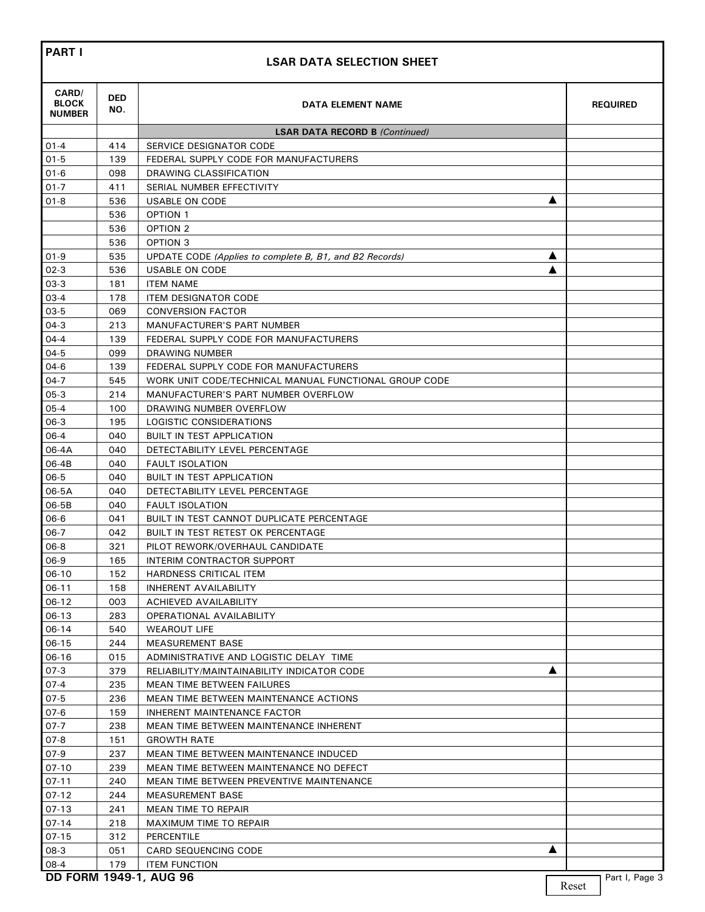## PART I

### LSAR DATA SELECTION SHEET

| CARD/ BLOCK NUMBER | DED NO. | DATA ELEMENT NAME | REQUIRED |
|---|---|---|---|
| | | **LSAR DATA RECORD B** *(Continued)* | |
| 01-4 | 414 | SERVICE DESIGNATOR CODE | |
| 01-5 | 139 | FEDERAL SUPPLY CODE FOR MANUFACTURERS | |
| 01-6 | 098 | DRAWING CLASSIFICATION | |
| 01-7 | 411 | SERIAL NUMBER EFFECTIVITY | |
| 01-8 | 536 | USABLE ON CODE ▲ | |
| | 536 | OPTION 1 | |
| | 536 | OPTION 2 | |
| | 536 | OPTION 3 | |
| 01-9 | 535 | UPDATE CODE *(Applies to complete B, B1, and B2 Records)* ▲ | |
| 02-3 | 536 | USABLE ON CODE ▲ | |
| 03-3 | 181 | ITEM NAME | |
| 03-4 | 178 | ITEM DESIGNATOR CODE | |
| 03-5 | 069 | CONVERSION FACTOR | |
| 04-3 | 213 | MANUFACTURER'S PART NUMBER | |
| 04-4 | 139 | FEDERAL SUPPLY CODE FOR MANUFACTURERS | |
| 04-5 | 099 | DRAWING NUMBER | |
| 04-6 | 139 | FEDERAL SUPPLY CODE FOR MANUFACTURERS | |
| 04-7 | 545 | WORK UNIT CODE/TECHNICAL MANUAL FUNCTIONAL GROUP CODE | |
| 05-3 | 214 | MANUFACTURER'S PART NUMBER OVERFLOW | |
| 05-4 | 100 | DRAWING NUMBER OVERFLOW | |
| 06-3 | 195 | LOGISTIC CONSIDERATIONS | |
| 06-4 | 040 | BUILT IN TEST APPLICATION | |
| 06-4A | 040 | DETECTABILITY LEVEL PERCENTAGE | |
| 06-4B | 040 | FAULT ISOLATION | |
| 06-5 | 040 | BUILT IN TEST APPLICATION | |
| 06-5A | 040 | DETECTABILITY LEVEL PERCENTAGE | |
| 06-5B | 040 | FAULT ISOLATION | |
| 06-6 | 041 | BUILT IN TEST CANNOT DUPLICATE PERCENTAGE | |
| 06-7 | 042 | BUILT IN TEST RETEST OK PERCENTAGE | |
| 06-8 | 321 | PILOT REWORK/OVERHAUL CANDIDATE | |
| 06-9 | 165 | INTERIM CONTRACTOR SUPPORT | |
| 06-10 | 152 | HARDNESS CRITICAL ITEM | |
| 06-11 | 158 | INHERENT AVAILABILITY | |
| 06-12 | 003 | ACHIEVED AVAILABILITY | |
| 06-13 | 283 | OPERATIONAL AVAILABILITY | |
| 06-14 | 540 | WEAROUT LIFE | |
| 06-15 | 244 | MEASUREMENT BASE | |
| 06-16 | 015 | ADMINISTRATIVE AND LOGISTIC DELAY TIME | |
| 07-3 | 379 | RELIABILITY/MAINTAINABILITY INDICATOR CODE ▲ | |
| 07-4 | 235 | MEAN TIME BETWEEN FAILURES | |
| 07-5 | 236 | MEAN TIME BETWEEN MAINTENANCE ACTIONS | |
| 07-6 | 159 | INHERENT MAINTENANCE FACTOR | |
| 07-7 | 238 | MEAN TIME BETWEEN MAINTENANCE INHERENT | |
| 07-8 | 151 | GROWTH RATE | |
| 07-9 | 237 | MEAN TIME BETWEEN MAINTENANCE INDUCED | |
| 07-10 | 239 | MEAN TIME BETWEEN MAINTENANCE NO DEFECT | |
| 07-11 | 240 | MEAN TIME BETWEEN PREVENTIVE MAINTENANCE | |
| 07-12 | 244 | MEASUREMENT BASE | |
| 07-13 | 241 | MEAN TIME TO REPAIR | |
| 07-14 | 218 | MAXIMUM TIME TO REPAIR | |
| 07-15 | 312 | PERCENTILE | |
| 08-3 | 051 | CARD SEQUENCING CODE ▲ | |
| 08-4 | 179 | ITEM FUNCTION | |

DD FORM 1949-1, AUG 96

Reset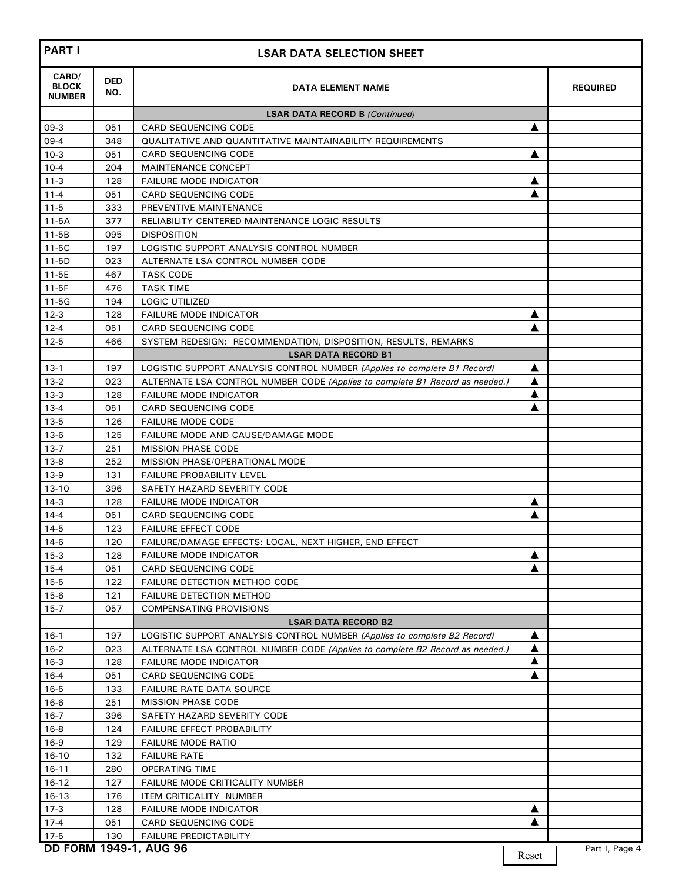| PART I | | LSAR DATA SELECTION SHEET | |
|---|---|---|---|
| CARD/ BLOCK NUMBER | DED NO. | DATA ELEMENT NAME | REQUIRED |
| | | **LSAR DATA RECORD B** *(Continued)* | |
| 09-3 | 051 | CARD SEQUENCING CODE ▲ | |
| 09-4 | 348 | QUALITATIVE AND QUANTITATIVE MAINTAINABILITY REQUIREMENTS | |
| 10-3 | 051 | CARD SEQUENCING CODE ▲ | |
| 10-4 | 204 | MAINTENANCE CONCEPT | |
| 11-3 | 128 | FAILURE MODE INDICATOR ▲ | |
| 11-4 | 051 | CARD SEQUENCING CODE ▲ | |
| 11-5 | 333 | PREVENTIVE MAINTENANCE | |
| 11-5A | 377 | RELIABILITY CENTERED MAINTENANCE LOGIC RESULTS | |
| 11-5B | 095 | DISPOSITION | |
| 11-5C | 197 | LOGISTIC SUPPORT ANALYSIS CONTROL NUMBER | |
| 11-5D | 023 | ALTERNATE LSA CONTROL NUMBER CODE | |
| 11-5E | 467 | TASK CODE | |
| 11-5F | 476 | TASK TIME | |
| 11-5G | 194 | LOGIC UTILIZED | |
| 12-3 | 128 | FAILURE MODE INDICATOR ▲ | |
| 12-4 | 051 | CARD SEQUENCING CODE ▲ | |
| 12-5 | 466 | SYSTEM REDESIGN: RECOMMENDATION, DISPOSITION, RESULTS, REMARKS | |
| | | **LSAR DATA RECORD B1** | |
| 13-1 | 197 | LOGISTIC SUPPORT ANALYSIS CONTROL NUMBER *(Applies to complete B1 Record)* ▲ | |
| 13-2 | 023 | ALTERNATE LSA CONTROL NUMBER CODE *(Applies to complete B1 Record as needed.)* ▲ | |
| 13-3 | 128 | FAILURE MODE INDICATOR ▲ | |
| 13-4 | 051 | CARD SEQUENCING CODE ▲ | |
| 13-5 | 126 | FAILURE MODE CODE | |
| 13-6 | 125 | FAILURE MODE AND CAUSE/DAMAGE MODE | |
| 13-7 | 251 | MISSION PHASE CODE | |
| 13-8 | 252 | MISSION PHASE/OPERATIONAL MODE | |
| 13-9 | 131 | FAILURE PROBABILITY LEVEL | |
| 13-10 | 396 | SAFETY HAZARD SEVERITY CODE | |
| 14-3 | 128 | FAILURE MODE INDICATOR ▲ | |
| 14-4 | 051 | CARD SEQUENCING CODE ▲ | |
| 14-5 | 123 | FAILURE EFFECT CODE | |
| 14-6 | 120 | FAILURE/DAMAGE EFFECTS: LOCAL, NEXT HIGHER, END EFFECT | |
| 15-3 | 128 | FAILURE MODE INDICATOR ▲ | |
| 15-4 | 051 | CARD SEQUENCING CODE ▲ | |
| 15-5 | 122 | FAILURE DETECTION METHOD CODE | |
| 15-6 | 121 | FAILURE DETECTION METHOD | |
| 15-7 | 057 | COMPENSATING PROVISIONS | |
| | | **LSAR DATA RECORD B2** | |
| 16-1 | 197 | LOGISTIC SUPPORT ANALYSIS CONTROL NUMBER *(Applies to complete B2 Record)* ▲ | |
| 16-2 | 023 | ALTERNATE LSA CONTROL NUMBER CODE *(Applies to complete B2 Record as needed.)* ▲ | |
| 16-3 | 128 | FAILURE MODE INDICATOR ▲ | |
| 16-4 | 051 | CARD SEQUENCING CODE ▲ | |
| 16-5 | 133 | FAILURE RATE DATA SOURCE | |
| 16-6 | 251 | MISSION PHASE CODE | |
| 16-7 | 396 | SAFETY HAZARD SEVERITY CODE | |
| 16-8 | 124 | FAILURE EFFECT PROBABILITY | |
| 16-9 | 129 | FAILURE MODE RATIO | |
| 16-10 | 132 | FAILURE RATE | |
| 16-11 | 280 | OPERATING TIME | |
| 16-12 | 127 | FAILURE MODE CRITICALITY NUMBER | |
| 16-13 | 176 | ITEM CRITICALITY NUMBER | |
| 17-3 | 128 | FAILURE MODE INDICATOR ▲ | |
| 17-4 | 051 | CARD SEQUENCING CODE ▲ | |
| 17-5 | 130 | FAILURE PREDICTABILITY | |

**DD FORM 1949-1, AUG 96**

Reset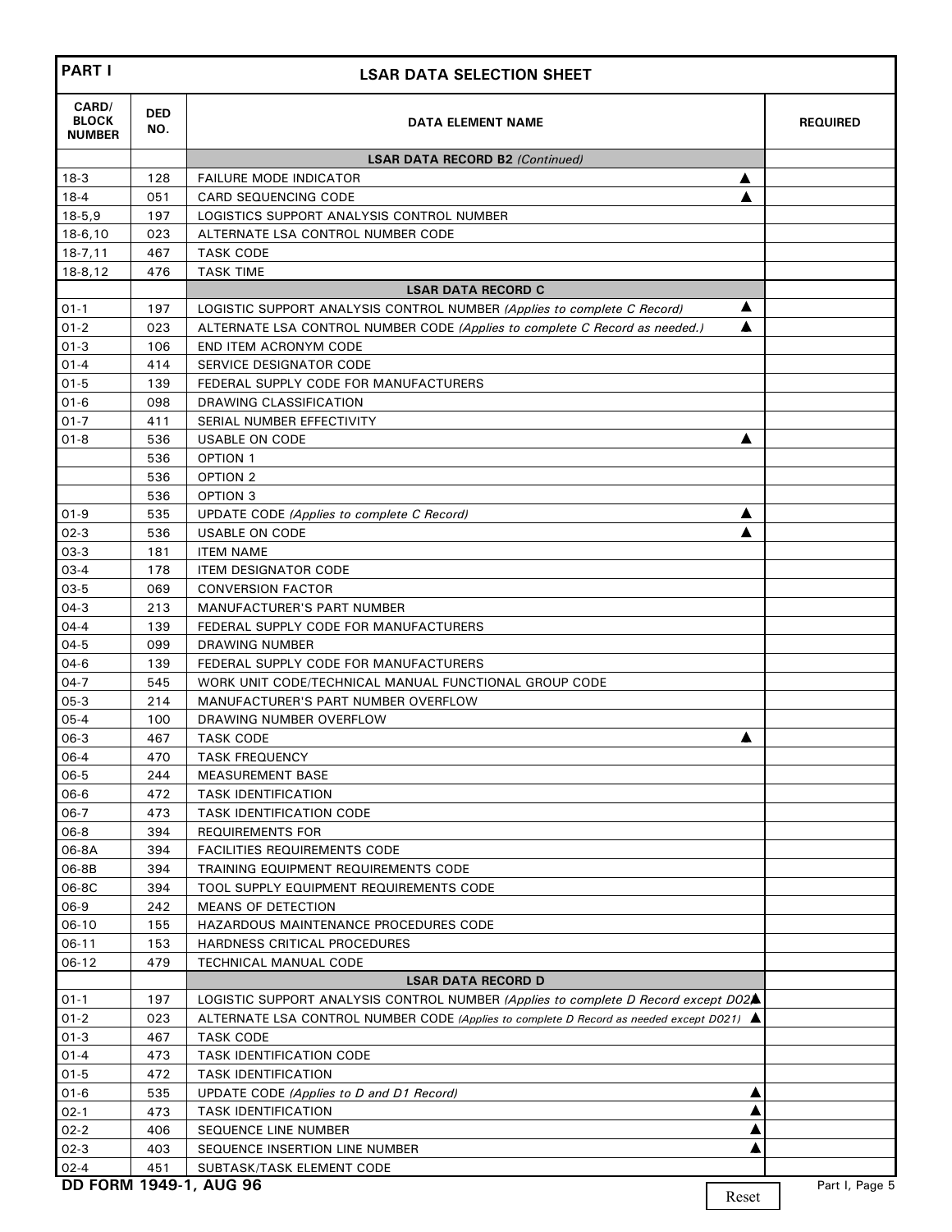| PART I | LSAR DATA SELECTION SHEET | | |
|---|---|---|---|
| CARD/ BLOCK NUMBER | DED NO. | DATA ELEMENT NAME | REQUIRED |
| | | **LSAR DATA RECORD B2** *(Continued)* | |
| 18-3 | 128 | FAILURE MODE INDICATOR ▲ | |
| 18-4 | 051 | CARD SEQUENCING CODE ▲ | |
| 18-5,9 | 197 | LOGISTICS SUPPORT ANALYSIS CONTROL NUMBER | |
| 18-6,10 | 023 | ALTERNATE LSA CONTROL NUMBER CODE | |
| 18-7,11 | 467 | TASK CODE | |
| 18-8,12 | 476 | TASK TIME | |
| | | **LSAR DATA RECORD C** | |
| 01-1 | 197 | LOGISTIC SUPPORT ANALYSIS CONTROL NUMBER *(Applies to complete C Record)* ▲ | |
| 01-2 | 023 | ALTERNATE LSA CONTROL NUMBER CODE *(Applies to complete C Record as needed.)* ▲ | |
| 01-3 | 106 | END ITEM ACRONYM CODE | |
| 01-4 | 414 | SERVICE DESIGNATOR CODE | |
| 01-5 | 139 | FEDERAL SUPPLY CODE FOR MANUFACTURERS | |
| 01-6 | 098 | DRAWING CLASSIFICATION | |
| 01-7 | 411 | SERIAL NUMBER EFFECTIVITY | |
| 01-8 | 536 | USABLE ON CODE ▲ | |
| | 536 | OPTION 1 | |
| | 536 | OPTION 2 | |
| | 536 | OPTION 3 | |
| 01-9 | 535 | UPDATE CODE *(Applies to complete C Record)* ▲ | |
| 02-3 | 536 | USABLE ON CODE ▲ | |
| 03-3 | 181 | ITEM NAME | |
| 03-4 | 178 | ITEM DESIGNATOR CODE | |
| 03-5 | 069 | CONVERSION FACTOR | |
| 04-3 | 213 | MANUFACTURER'S PART NUMBER | |
| 04-4 | 139 | FEDERAL SUPPLY CODE FOR MANUFACTURERS | |
| 04-5 | 099 | DRAWING NUMBER | |
| 04-6 | 139 | FEDERAL SUPPLY CODE FOR MANUFACTURERS | |
| 04-7 | 545 | WORK UNIT CODE/TECHNICAL MANUAL FUNCTIONAL GROUP CODE | |
| 05-3 | 214 | MANUFACTURER'S PART NUMBER OVERFLOW | |
| 05-4 | 100 | DRAWING NUMBER OVERFLOW | |
| 06-3 | 467 | TASK CODE ▲ | |
| 06-4 | 470 | TASK FREQUENCY | |
| 06-5 | 244 | MEASUREMENT BASE | |
| 06-6 | 472 | TASK IDENTIFICATION | |
| 06-7 | 473 | TASK IDENTIFICATION CODE | |
| 06-8 | 394 | REQUIREMENTS FOR | |
| 06-8A | 394 | FACILITIES REQUIREMENTS CODE | |
| 06-8B | 394 | TRAINING EQUIPMENT REQUIREMENTS CODE | |
| 06-8C | 394 | TOOL SUPPLY EQUIPMENT REQUIREMENTS CODE | |
| 06-9 | 242 | MEANS OF DETECTION | |
| 06-10 | 155 | HAZARDOUS MAINTENANCE PROCEDURES CODE | |
| 06-11 | 153 | HARDNESS CRITICAL PROCEDURES | |
| 06-12 | 479 | TECHNICAL MANUAL CODE | |
| | | **LSAR DATA RECORD D** | |
| 01-1 | 197 | LOGISTIC SUPPORT ANALYSIS CONTROL NUMBER *(Applies to complete D Record except D02* ▲ | |
| 01-2 | 023 | ALTERNATE LSA CONTROL NUMBER CODE *(Applies to complete D Record as needed except D021)* ▲ | |
| 01-3 | 467 | TASK CODE | |
| 01-4 | 473 | TASK IDENTIFICATION CODE | |
| 01-5 | 472 | TASK IDENTIFICATION | |
| 01-6 | 535 | UPDATE CODE *(Applies to D and D1 Record)* ▲ | |
| 02-1 | 473 | TASK IDENTIFICATION ▲ | |
| 02-2 | 406 | SEQUENCE LINE NUMBER ▲ | |
| 02-3 | 403 | SEQUENCE INSERTION LINE NUMBER ▲ | |
| 02-4 | 451 | SUBTASK/TASK ELEMENT CODE | |

**DD FORM 1949-1, AUG 96**

Reset